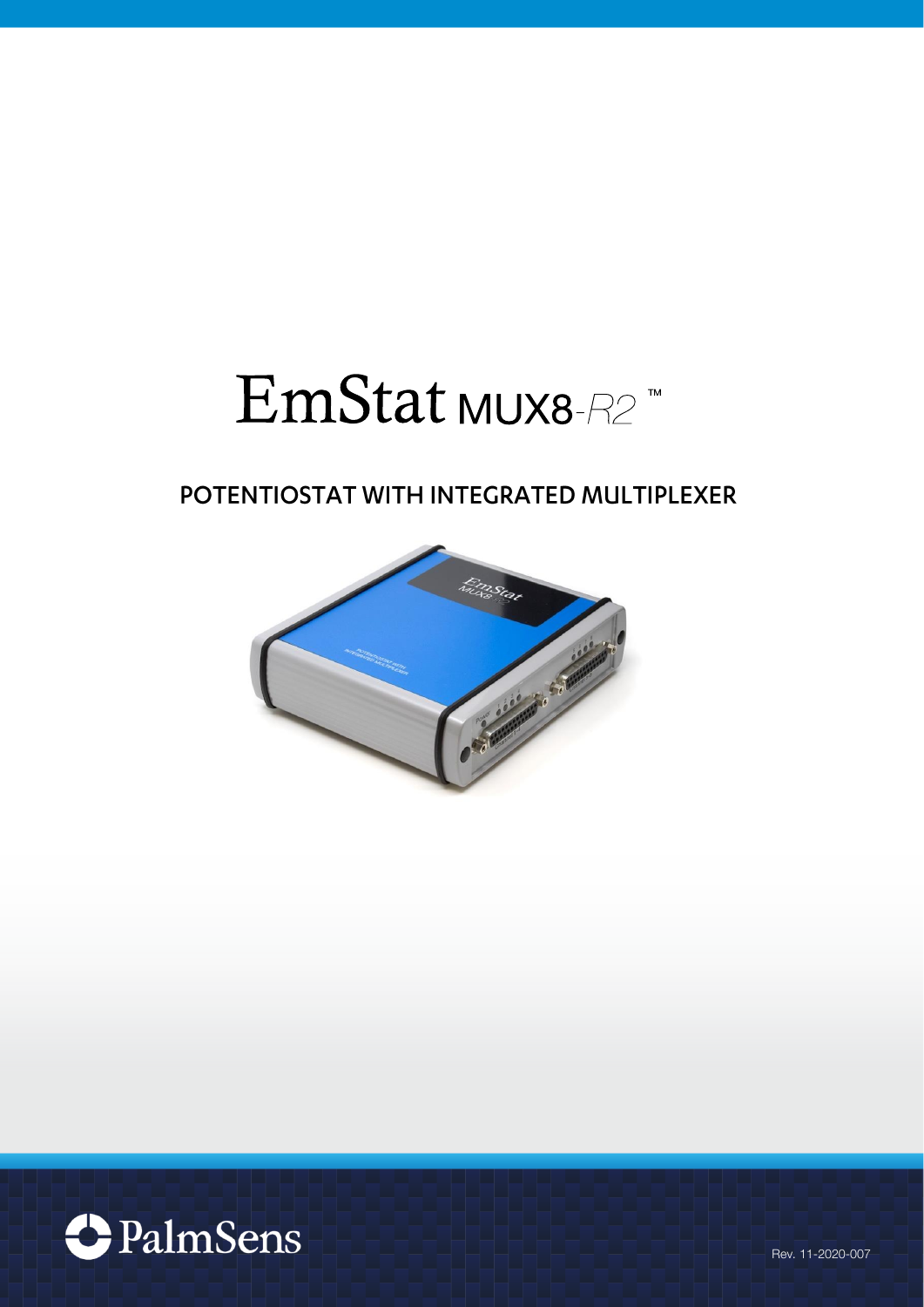# EmStat MUX8-R2 ™

## POTENTIOSTAT WITH INTEGRATED MULTIPLEXER

PalmSens

Rev. 11-2020-007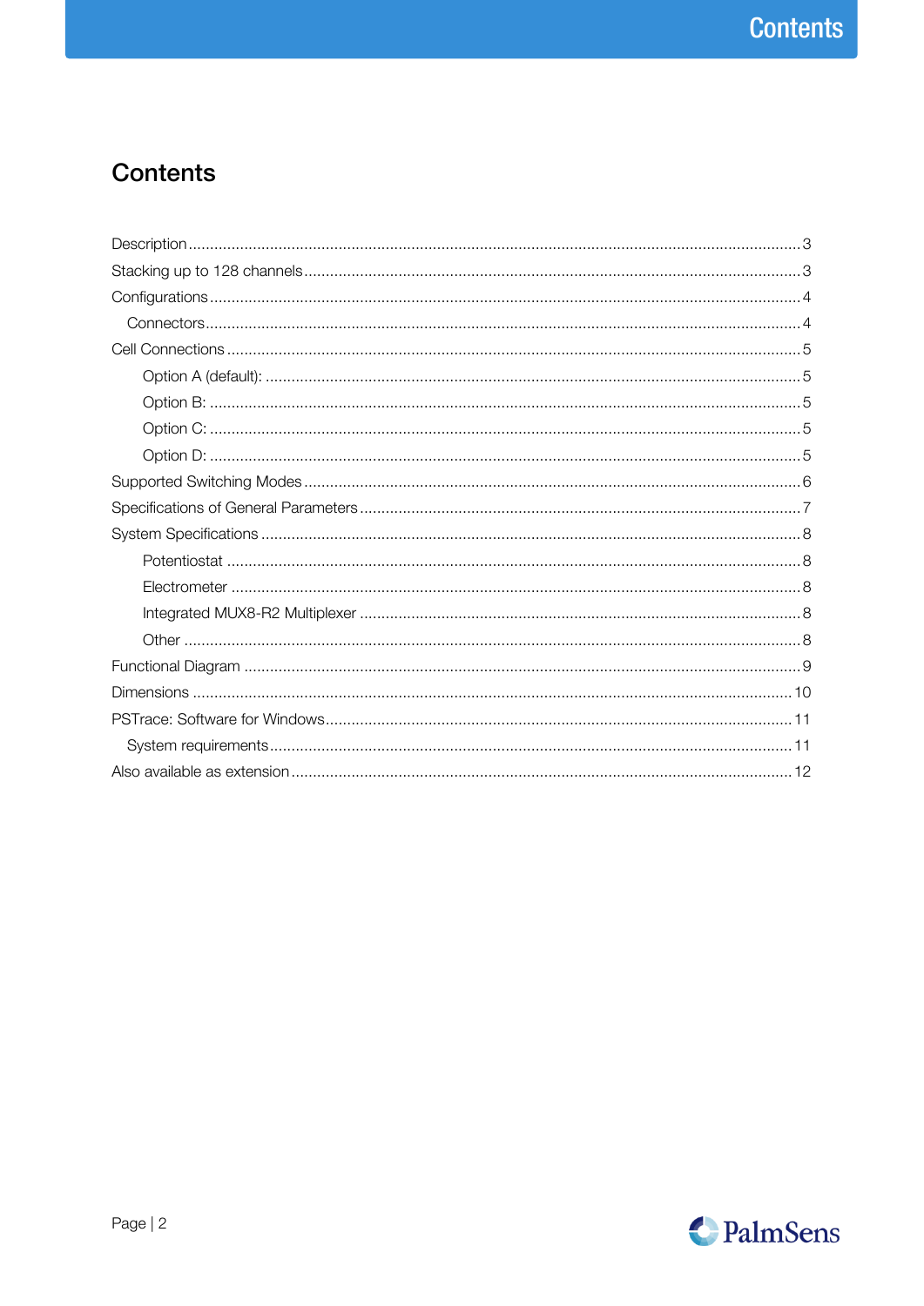# Contents

Description .......... 3
Stacking up to 128 channels .......... 3
Configurations .......... 4
  Connectors .......... 4
Cell Connections .......... 5
    Option A (default): .......... 5
    Option B: .......... 5
    Option C: .......... 5
    Option D: .......... 5
Supported Switching Modes .......... 6
Specifications of General Parameters .......... 7
System Specifications .......... 8
    Potentiostat .......... 8
    Electrometer .......... 8
    Integrated MUX8-R2 Multiplexer .......... 8
    Other .......... 8
Functional Diagram .......... 9
Dimensions .......... 10
PSTrace: Software for Windows .......... 11
  System requirements .......... 11
Also available as extension .......... 12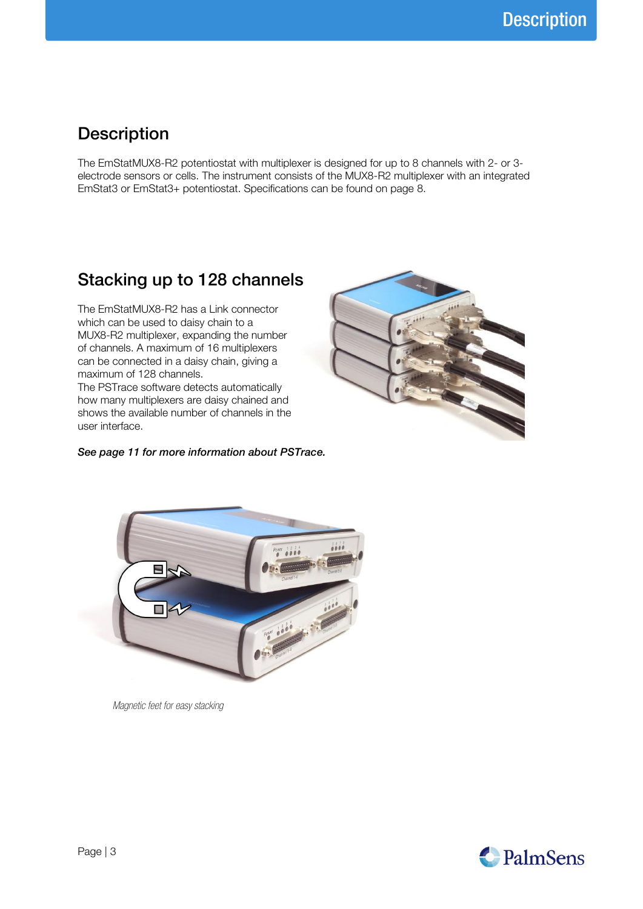# Description

The EmStatMUX8-R2 potentiostat with multiplexer is designed for up to 8 channels with 2- or 3-electrode sensors or cells. The instrument consists of the MUX8-R2 multiplexer with an integrated EmStat3 or EmStat3+ potentiostat. Specifications can be found on page 8.

# Stacking up to 128 channels

The EmStatMUX8-R2 has a Link connector which can be used to daisy chain to a MUX8-R2 multiplexer, expanding the number of channels. A maximum of 16 multiplexers can be connected in a daisy chain, giving a maximum of 128 channels.
The PSTrace software detects automatically how many multiplexers are daisy chained and shows the available number of channels in the user interface.

***See page 11 for more information about PSTrace.***

*Magnetic feet for easy stacking*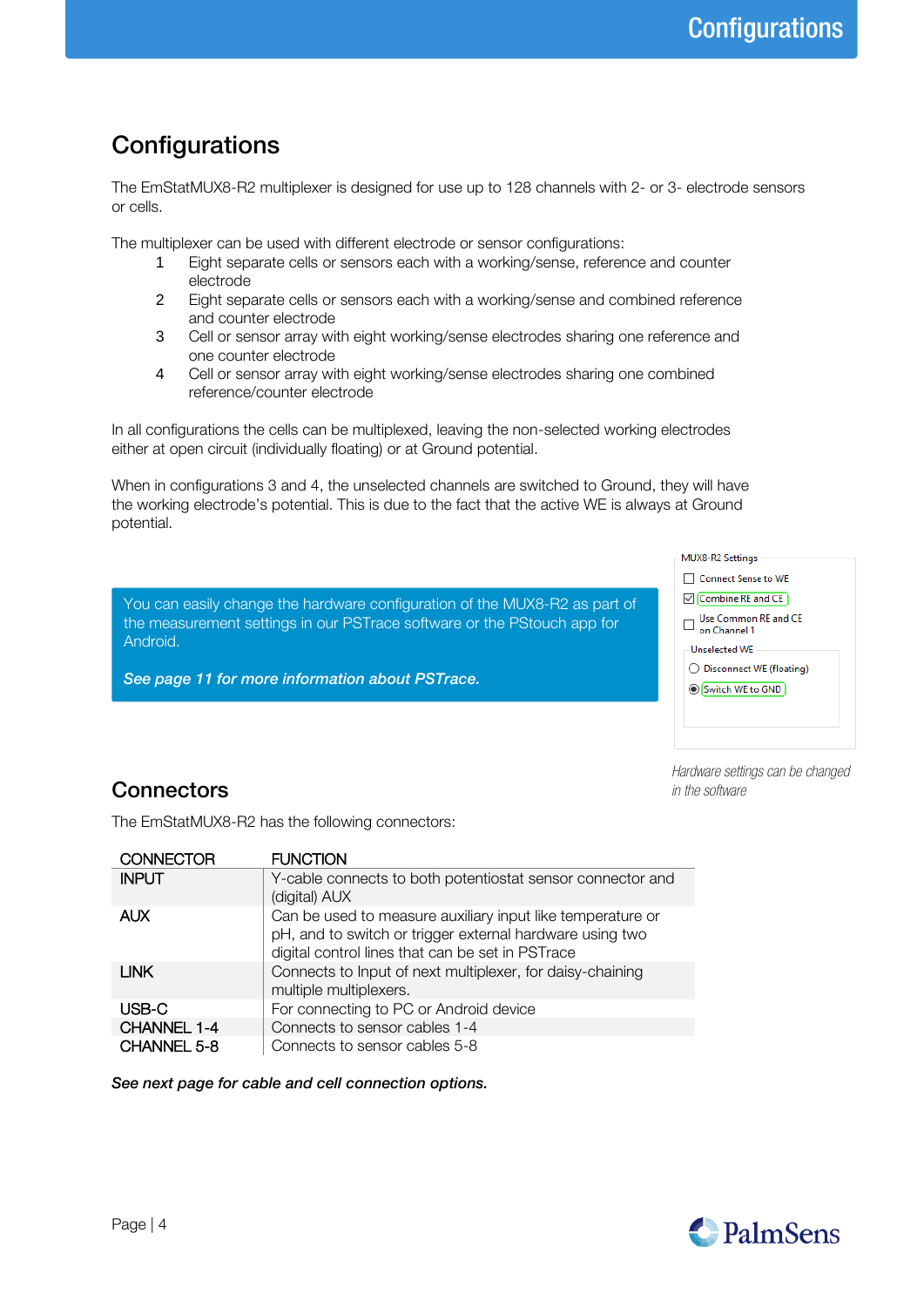## Configurations

The EmStatMUX8-R2 multiplexer is designed for use up to 128 channels with 2- or 3- electrode sensors or cells.

The multiplexer can be used with different electrode or sensor configurations:

1. Eight separate cells or sensors each with a working/sense, reference and counter electrode
2. Eight separate cells or sensors each with a working/sense and combined reference and counter electrode
3. Cell or sensor array with eight working/sense electrodes sharing one reference and one counter electrode
4. Cell or sensor array with eight working/sense electrodes sharing one combined reference/counter electrode

In all configurations the cells can be multiplexed, leaving the non-selected working electrodes either at open circuit (individually floating) or at Ground potential.

When in configurations 3 and 4, the unselected channels are switched to Ground, they will have the working electrode's potential. This is due to the fact that the active WE is always at Ground potential.

You can easily change the hardware configuration of the MUX8-R2 as part of the measurement settings in our PSTrace software or the PStouch app for Android.

***See page 11 for more information about PSTrace.***

MUX8-R2 Settings

- ☐ Connect Sense to WE
- ☑ Combine RE and CE
- ☐ Use Common RE and CE on Channel 1

Unselected WE

- ○ Disconnect WE (floating)
- ◉ Switch WE to GND

*Hardware settings can be changed in the software*

## Connectors

The EmStatMUX8-R2 has the following connectors:

| CONNECTOR | FUNCTION |
| --- | --- |
| INPUT | Y-cable connects to both potentiostat sensor connector and (digital) AUX |
| AUX | Can be used to measure auxiliary input like temperature or pH, and to switch or trigger external hardware using two digital control lines that can be set in PSTrace |
| LINK | Connects to Input of next multiplexer, for daisy-chaining multiple multiplexers. |
| USB-C | For connecting to PC or Android device |
| CHANNEL 1-4 | Connects to sensor cables 1-4 |
| CHANNEL 5-8 | Connects to sensor cables 5-8 |

***See next page for cable and cell connection options.***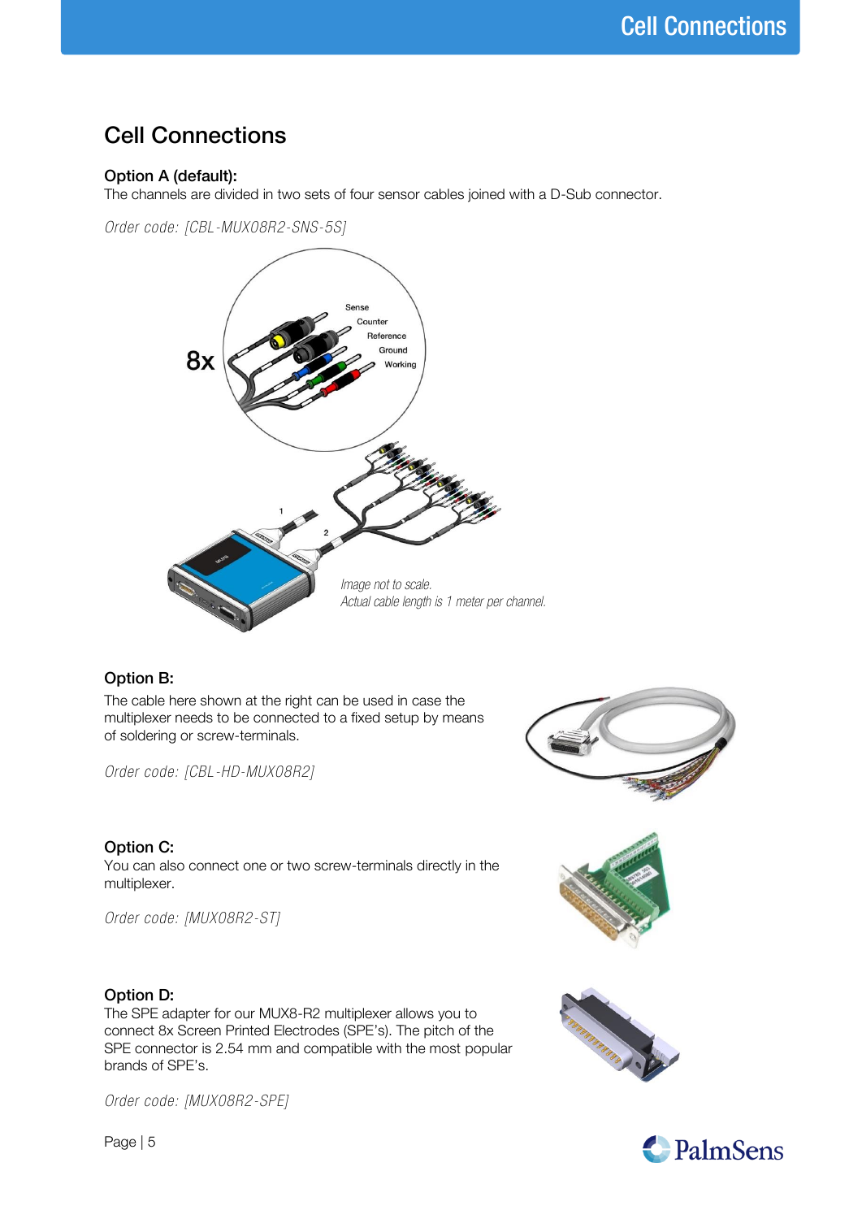## Cell Connections

### Option A (default):

The channels are divided in two sets of four sensor cables joined with a D-Sub connector.

*Order code: [CBL-MUX08R2-SNS-5S]*

*Image not to scale.*
*Actual cable length is 1 meter per channel.*

### Option B:

The cable here shown at the right can be used in case the multiplexer needs to be connected to a fixed setup by means of soldering or screw-terminals.

*Order code: [CBL-HD-MUX08R2]*

### Option C:

You can also connect one or two screw-terminals directly in the multiplexer.

*Order code: [MUX08R2-ST]*

### Option D:

The SPE adapter for our MUX8-R2 multiplexer allows you to connect 8x Screen Printed Electrodes (SPE's). The pitch of the SPE connector is 2.54 mm and compatible with the most popular brands of SPE's.

*Order code: [MUX08R2-SPE]*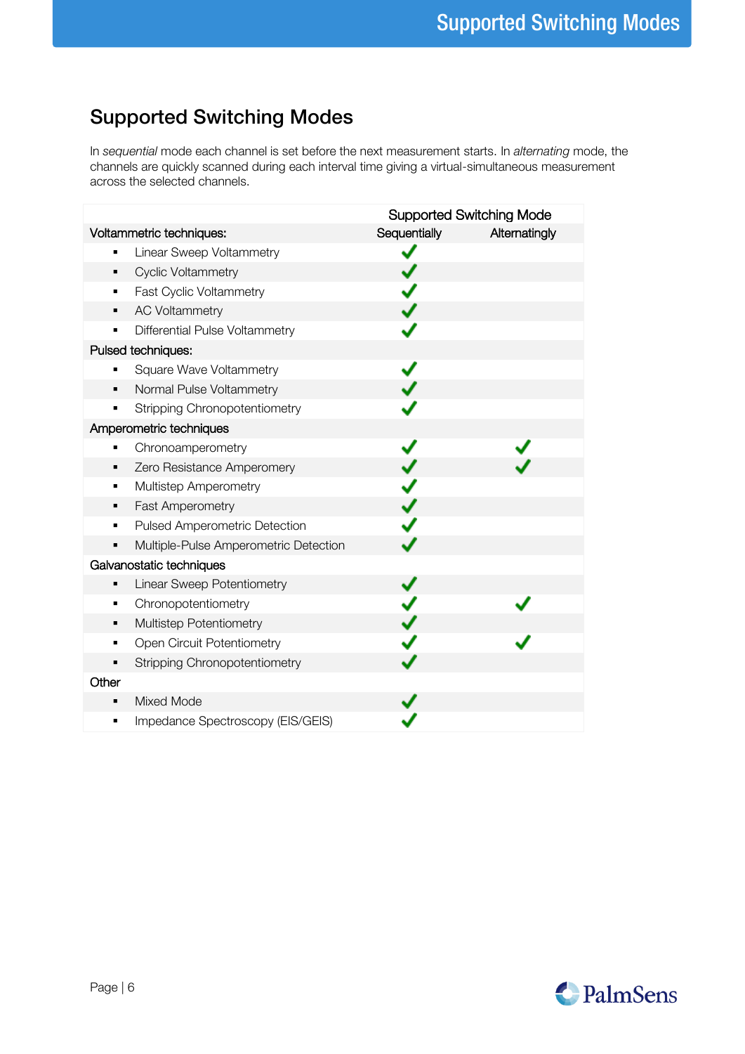## Supported Switching Modes

In *sequential* mode each channel is set before the next measurement starts. In *alternating* mode, the channels are quickly scanned during each interval time giving a virtual-simultaneous measurement across the selected channels.

| | Supported Switching Mode | |
|---|---|---|
| Voltammetric techniques: | Sequentially | Alternatingly |
| ▪ Linear Sweep Voltammetry | ✓ | |
| ▪ Cyclic Voltammetry | ✓ | |
| ▪ Fast Cyclic Voltammetry | ✓ | |
| ▪ AC Voltammetry | ✓ | |
| ▪ Differential Pulse Voltammetry | ✓ | |
| Pulsed techniques: | | |
| ▪ Square Wave Voltammetry | ✓ | |
| ▪ Normal Pulse Voltammetry | ✓ | |
| ▪ Stripping Chronopotentiometry | ✓ | |
| Amperometric techniques | | |
| ▪ Chronoamperometry | ✓ | ✓ |
| ▪ Zero Resistance Amperomery | ✓ | ✓ |
| ▪ Multistep Amperometry | ✓ | |
| ▪ Fast Amperometry | ✓ | |
| ▪ Pulsed Amperometric Detection | ✓ | |
| ▪ Multiple-Pulse Amperometric Detection | ✓ | |
| Galvanostatic techniques | | |
| ▪ Linear Sweep Potentiometry | ✓ | |
| ▪ Chronopotentiometry | ✓ | ✓ |
| ▪ Multistep Potentiometry | ✓ | |
| ▪ Open Circuit Potentiometry | ✓ | ✓ |
| ▪ Stripping Chronopotentiometry | ✓ | |
| Other | | |
| ▪ Mixed Mode | ✓ | |
| ▪ Impedance Spectroscopy (EIS/GEIS) | ✓ | |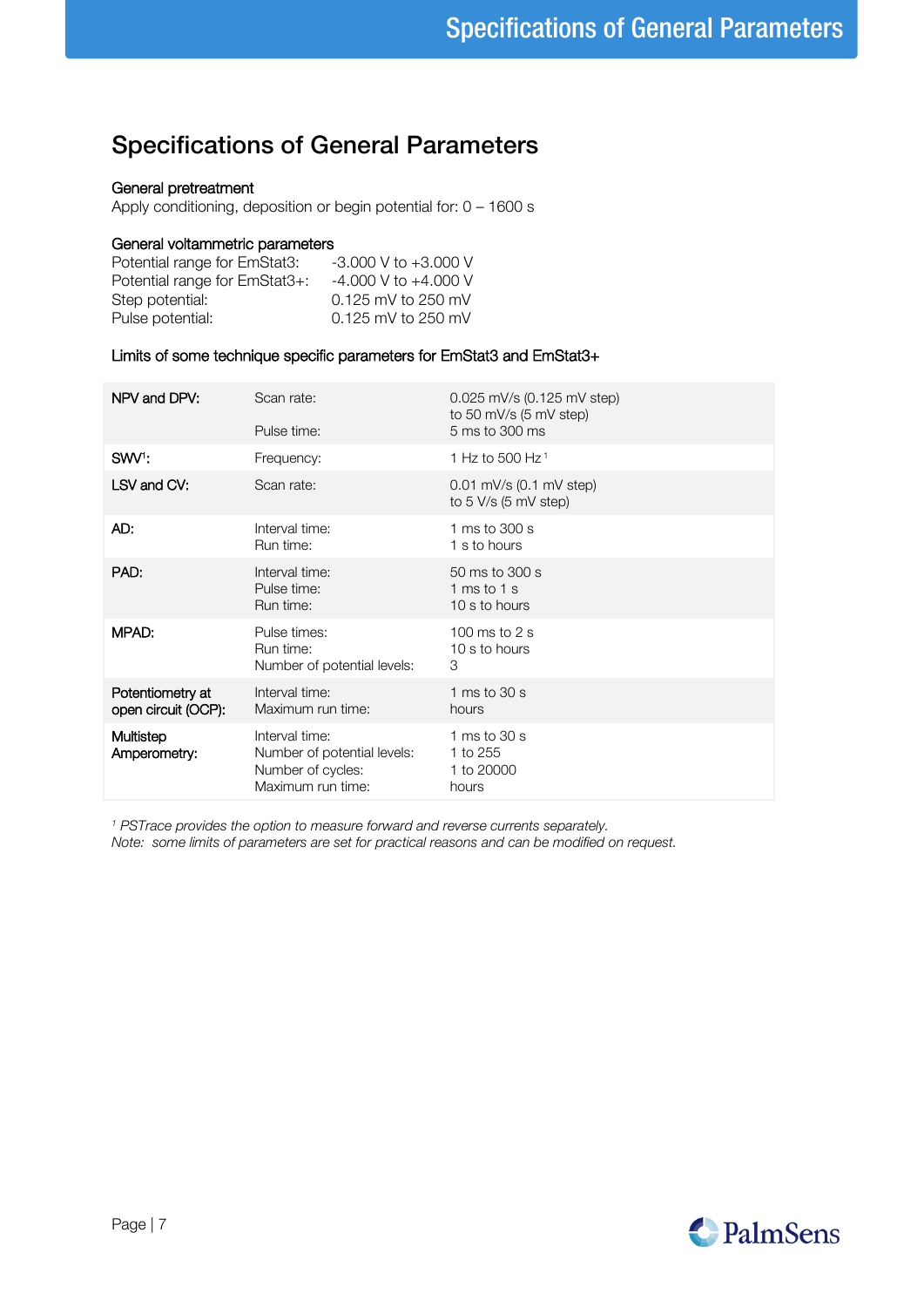# Specifications of General Parameters

**General pretreatment**

Apply conditioning, deposition or begin potential for: 0 – 1600 s

**General voltammetric parameters**

| | |
|---|---|
| Potential range for EmStat3: | -3.000 V to +3.000 V |
| Potential range for EmStat3+: | -4.000 V to +4.000 V |
| Step potential: | 0.125 mV to 250 mV |
| Pulse potential: | 0.125 mV to 250 mV |

**Limits of some technique specific parameters for EmStat3 and EmStat3+**

| | | |
|---|---|---|
| **NPV and DPV:** | Scan rate:<br><br>Pulse time: | 0.025 mV/s (0.125 mV step)<br>to 50 mV/s (5 mV step)<br>5 ms to 300 ms |
| **SWV[1]:** | Frequency: | 1 Hz to 500 Hz [1] |
| **LSV and CV:** | Scan rate: | 0.01 mV/s (0.1 mV step)<br>to 5 V/s (5 mV step) |
| **AD:** | Interval time:<br>Run time: | 1 ms to 300 s<br>1 s to hours |
| **PAD:** | Interval time:<br>Pulse time:<br>Run time: | 50 ms to 300 s<br>1 ms to 1 s<br>10 s to hours |
| **MPAD:** | Pulse times:<br>Run time:<br>Number of potential levels: | 100 ms to 2 s<br>10 s to hours<br>3 |
| **Potentiometry at open circuit (OCP):** | Interval time:<br>Maximum run time: | 1 ms to 30 s<br>hours |
| **Multistep Amperometry:** | Interval time:<br>Number of potential levels:<br>Number of cycles:<br>Maximum run time: | 1 ms to 30 s<br>1 to 255<br>1 to 20000<br>hours |

*[1] PSTrace provides the option to measure forward and reverse currents separately.*
*Note: some limits of parameters are set for practical reasons and can be modified on request.*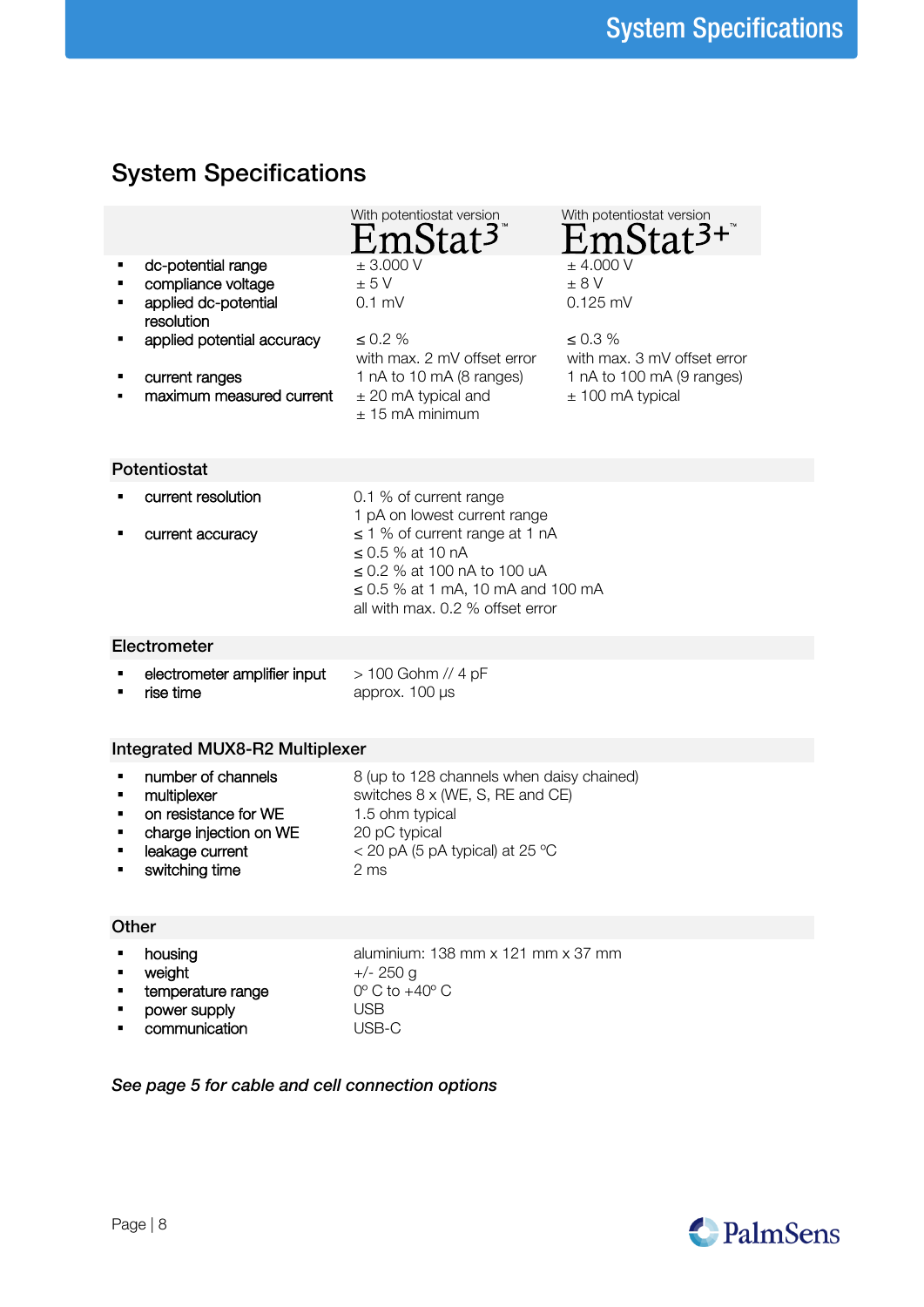# System Specifications

| | With potentiostat version EmStat3™ | With potentiostat version EmStat3+™ |
|---|---|---|
| dc-potential range | ± 3.000 V | ± 4.000 V |
| compliance voltage | ± 5 V | ± 8 V |
| applied dc-potential resolution | 0.1 mV | 0.125 mV |
| applied potential accuracy | ≤ 0.2 % with max. 2 mV offset error | ≤ 0.3 % with max. 3 mV offset error |
| current ranges | 1 nA to 10 mA (8 ranges) | 1 nA to 100 mA (9 ranges) |
| maximum measured current | ± 20 mA typical and ± 15 mA minimum | ± 100 mA typical |

## Potentiostat

| | |
|---|---|
| current resolution | 0.1 % of current range<br>1 pA on lowest current range |
| current accuracy | ≤ 1 % of current range at 1 nA<br>≤ 0.5 % at 10 nA<br>≤ 0.2 % at 100 nA to 100 uA<br>≤ 0.5 % at 1 mA, 10 mA and 100 mA<br>all with max. 0.2 % offset error |

## Electrometer

| | |
|---|---|
| electrometer amplifier input | > 100 Gohm // 4 pF |
| rise time | approx. 100 µs |

## Integrated MUX8-R2 Multiplexer

| | |
|---|---|
| number of channels | 8 (up to 128 channels when daisy chained) |
| multiplexer | switches 8 x (WE, S, RE and CE) |
| on resistance for WE | 1.5 ohm typical |
| charge injection on WE | 20 pC typical |
| leakage current | < 20 pA (5 pA typical) at 25 °C |
| switching time | 2 ms |

## Other

| | |
|---|---|
| housing | aluminium: 138 mm x 121 mm x 37 mm |
| weight | +/- 250 g |
| temperature range | 0º C to +40º C |
| power supply | USB |
| communication | USB-C |

*See page 5 for cable and cell connection options*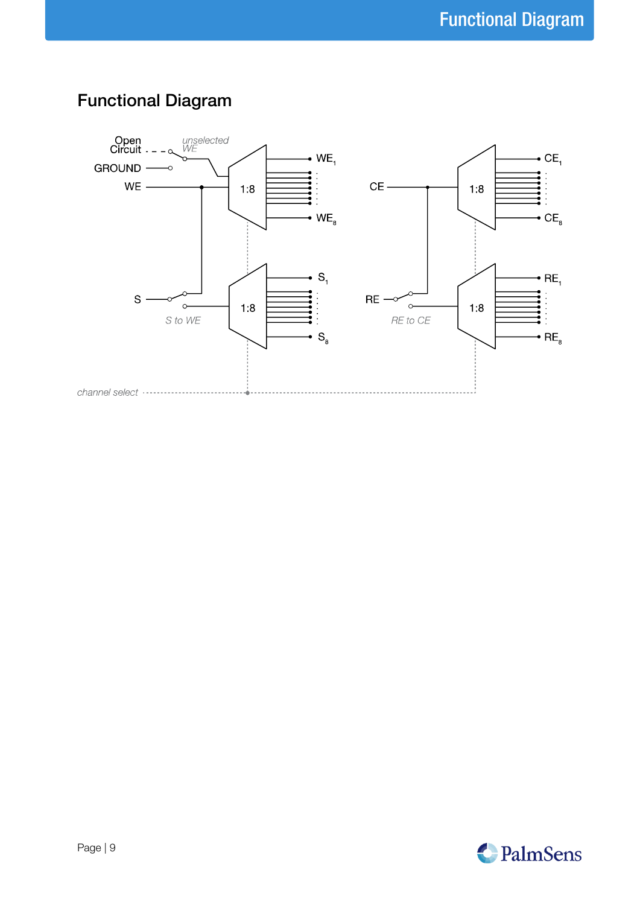## Functional Diagram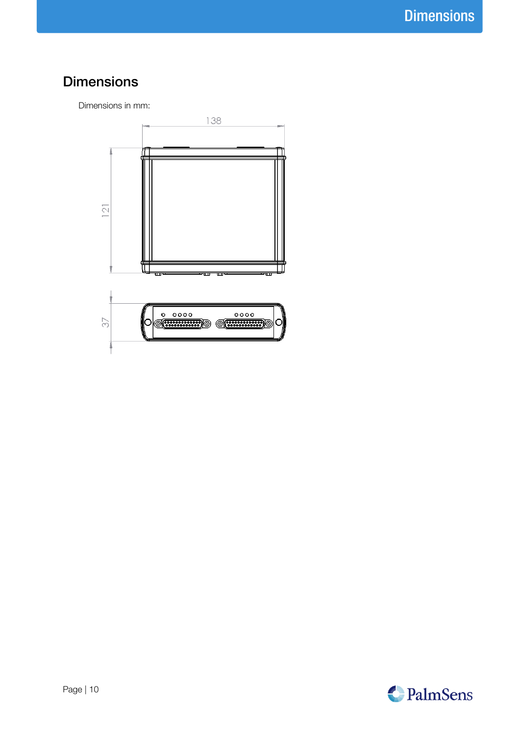# Dimensions

Dimensions in mm: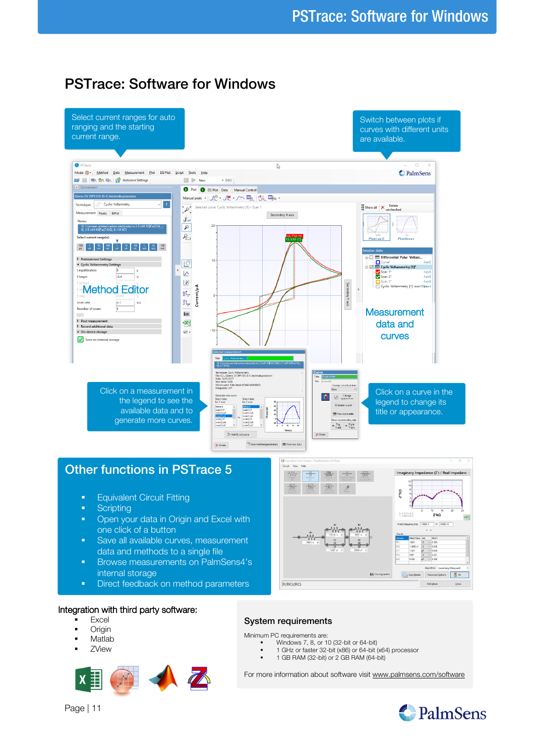# PSTrace: Software for Windows

Select current ranges for auto ranging and the starting current range.

Switch between plots if curves with different units are available.

Method Editor

Measurement data and curves

Click on a measurement in the legend to see the available data and to generate more curves.

Click on a curve in the legend to change its title or appearance.

## Other functions in PSTrace 5

- Equivalent Circuit Fitting
- Scripting
- Open your data in Origin and Excel with one click of a button
- Save all available curves, measurement data and methods to a single file
- Browse measurements on PalmSens4's internal storage
- Direct feedback on method parameters

Integration with third party software:

- Excel
- Origin
- Matlab
- ZView

## System requirements

Minimum PC requirements are:

- Windows 7, 8, or 10 (32-bit or 64-bit)
- 1 GHz or faster 32-bit (x86) or 64-bit (x64) processor
- 1 GB RAM (32-bit) or 2 GB RAM (64-bit)

For more information about software visit www.palmsens.com/software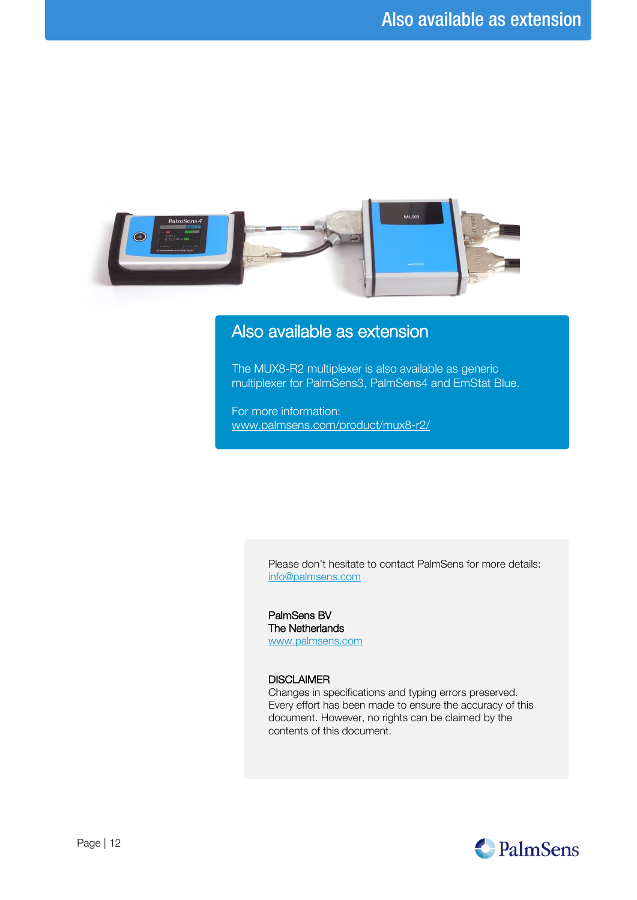## Also available as extension

The MUX8-R2 multiplexer is also available as generic multiplexer for PalmSens3, PalmSens4 and EmStat Blue.

For more information:
www.palmsens.com/product/mux8-r2/

Please don't hesitate to contact PalmSens for more details:
info@palmsens.com

**PalmSens BV**
**The Netherlands**
www.palmsens.com

**DISCLAIMER**
Changes in specifications and typing errors preserved. Every effort has been made to ensure the accuracy of this document. However, no rights can be claimed by the contents of this document.